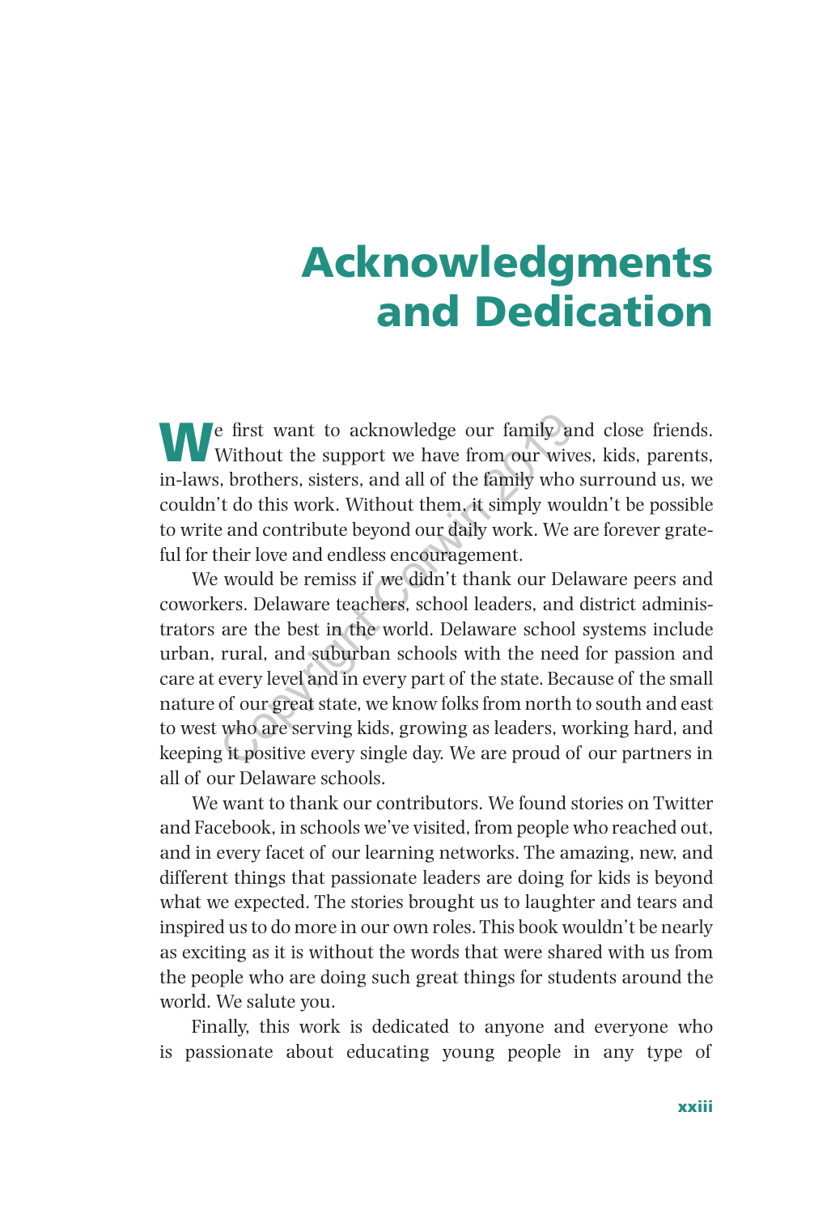# Acknowledgments and Dedication

We first want to acknowledge our family and close friends. Without the support we have from our wives, kids, parents, in-laws, brothers, sisters, and all of the family who surround us, we couldn't do this work. Without them, it simply wouldn't be possible to write and contribute beyond our daily work. We are forever grateful for their love and endless encouragement.

We would be remiss if we didn't thank our Delaware peers and coworkers. Delaware teachers, school leaders, and district administrators are the best in the world. Delaware school systems include urban, rural, and suburban schools with the need for passion and care at every level and in every part of the state. Because of the small nature of our great state, we know folks from north to south and east to west who are serving kids, growing as leaders, working hard, and keeping it positive every single day. We are proud of our partners in all of our Delaware schools.

We want to thank our contributors. We found stories on Twitter and Facebook, in schools we've visited, from people who reached out, and in every facet of our learning networks. The amazing, new, and different things that passionate leaders are doing for kids is beyond what we expected. The stories brought us to laughter and tears and inspired us to do more in our own roles. This book wouldn't be nearly as exciting as it is without the words that were shared with us from the people who are doing such great things for students around the world. We salute you.

Finally, this work is dedicated to anyone and everyone who is passionate about educating young people in any type of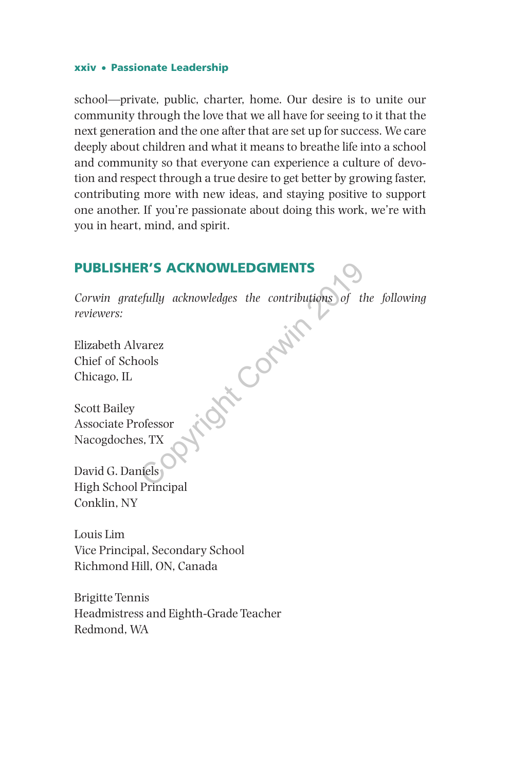school—private, public, charter, home. Our desire is to unite our community through the love that we all have for seeing to it that the next generation and the one after that are set up for success. We care deeply about children and what it means to breathe life into a school and community so that everyone can experience a culture of devotion and respect through a true desire to get better by growing faster, contributing more with new ideas, and staying positive to support one another. If you're passionate about doing this work, we're with you in heart, mind, and spirit.

## PUBLISHER'S ACKNOWLEDGMENTS

*Corwin gratefully acknowledges the contributions of the following reviewers:*

Elizabeth Alvarez
Chief of Schools
Chicago, IL

Scott Bailey
Associate Professor
Nacogdoches, TX

David G. Daniels
High School Principal
Conklin, NY

Louis Lim
Vice Principal, Secondary School
Richmond Hill, ON, Canada

Brigitte Tennis
Headmistress and Eighth-Grade Teacher
Redmond, WA